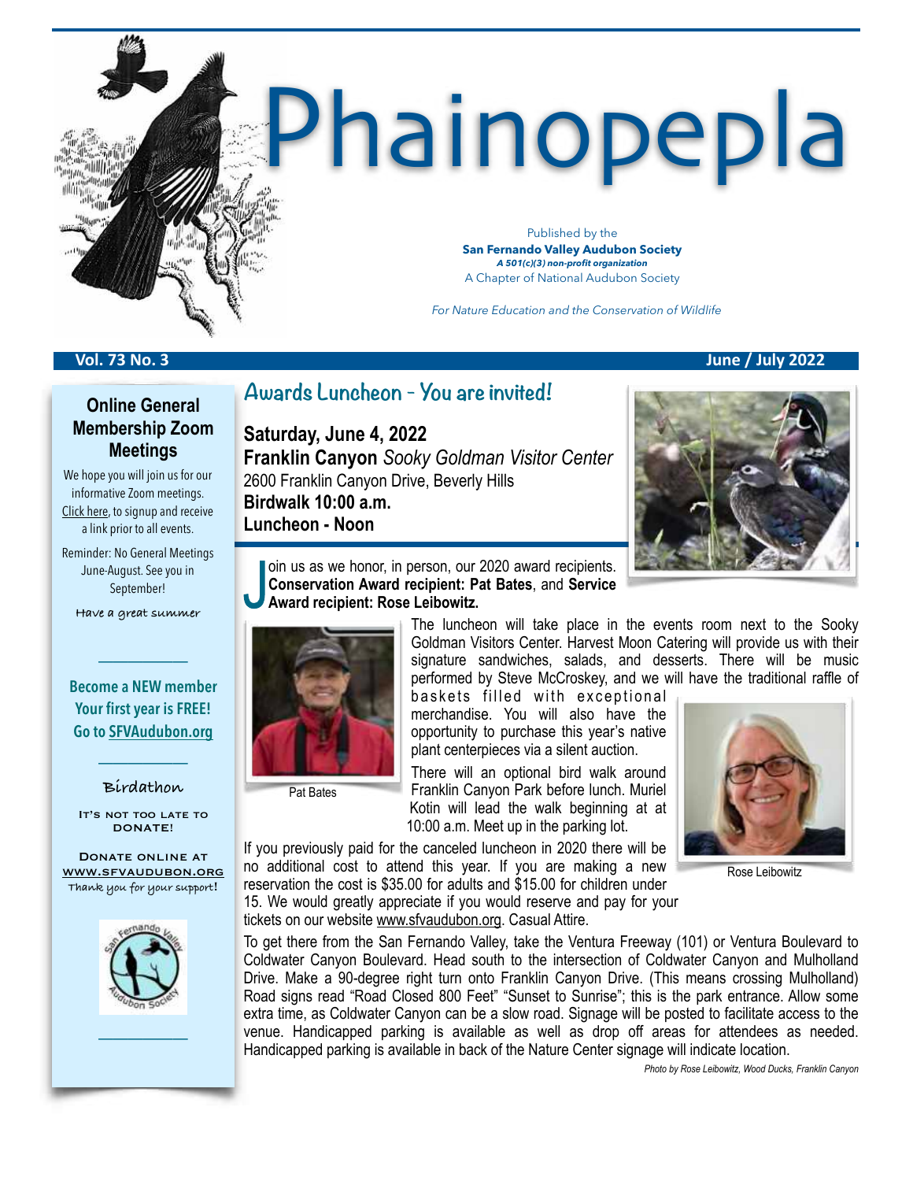# Phainopepla

Published by the
**San Fernando Valley Audubon Society**
***A 501(c)(3) non-profit organization***
A Chapter of National Audubon Society

*For Nature Education and the Conservation of Wildlife*

**Vol. 73 No. 3** **June / July 2022**

## Awards Luncheon - You are invited!

**Saturday, June 4, 2022**
**Franklin Canyon** *Sooky Goldman Visitor Center*
2600 Franklin Canyon Drive, Beverly Hills
**Birdwalk 10:00 a.m.**
**Luncheon - Noon**

Join us as we honor, in person, our 2020 award recipients. **Conservation Award recipient: Pat Bates**, and **Service Award recipient: Rose Leibowitz.**

Pat Bates

The luncheon will take place in the events room next to the Sooky Goldman Visitors Center. Harvest Moon Catering will provide us with their signature sandwiches, salads, and desserts. There will be music performed by Steve McCroskey, and we will have the traditional raffle of baskets filled with exceptional merchandise. You will also have the opportunity to purchase this year's native plant centerpieces via a silent auction.

There will an optional bird walk around Franklin Canyon Park before lunch. Muriel Kotin will lead the walk beginning at at 10:00 a.m. Meet up in the parking lot.

Rose Leibowitz

If you previously paid for the canceled luncheon in 2020 there will be no additional cost to attend this year. If you are making a new reservation the cost is $35.00 for adults and $15.00 for children under 15. We would greatly appreciate if you would reserve and pay for your tickets on our website www.sfvaudubon.org. Casual Attire.

To get there from the San Fernando Valley, take the Ventura Freeway (101) or Ventura Boulevard to Coldwater Canyon Boulevard. Head south to the intersection of Coldwater Canyon and Mulholland Drive. Make a 90-degree right turn onto Franklin Canyon Drive. (This means crossing Mulholland) Road signs read "Road Closed 800 Feet" "Sunset to Sunrise"; this is the park entrance. Allow some extra time, as Coldwater Canyon can be a slow road. Signage will be posted to facilitate access to the venue. Handicapped parking is available as well as drop off areas for attendees as needed. Handicapped parking is available in back of the Nature Center signage will indicate location.

*Photo by Rose Leibowitz, Wood Ducks, Franklin Canyon*

---

### Online General Membership Zoom Meetings

We hope you will join us for our informative Zoom meetings. Click here, to signup and receive a link prior to all events.

Reminder: No General Meetings June-August. See you in September!

Have a great summer

---

**Become a NEW member**
**Your first year is FREE!**
**Go to SFVAudubon.org**

---

### Birdathon

IT'S NOT TOO LATE TO DONATE!

DONATE ONLINE AT WWW.SFVAUDUBON.ORG

Thank you for your support!

San Fernando Valley Audubon Society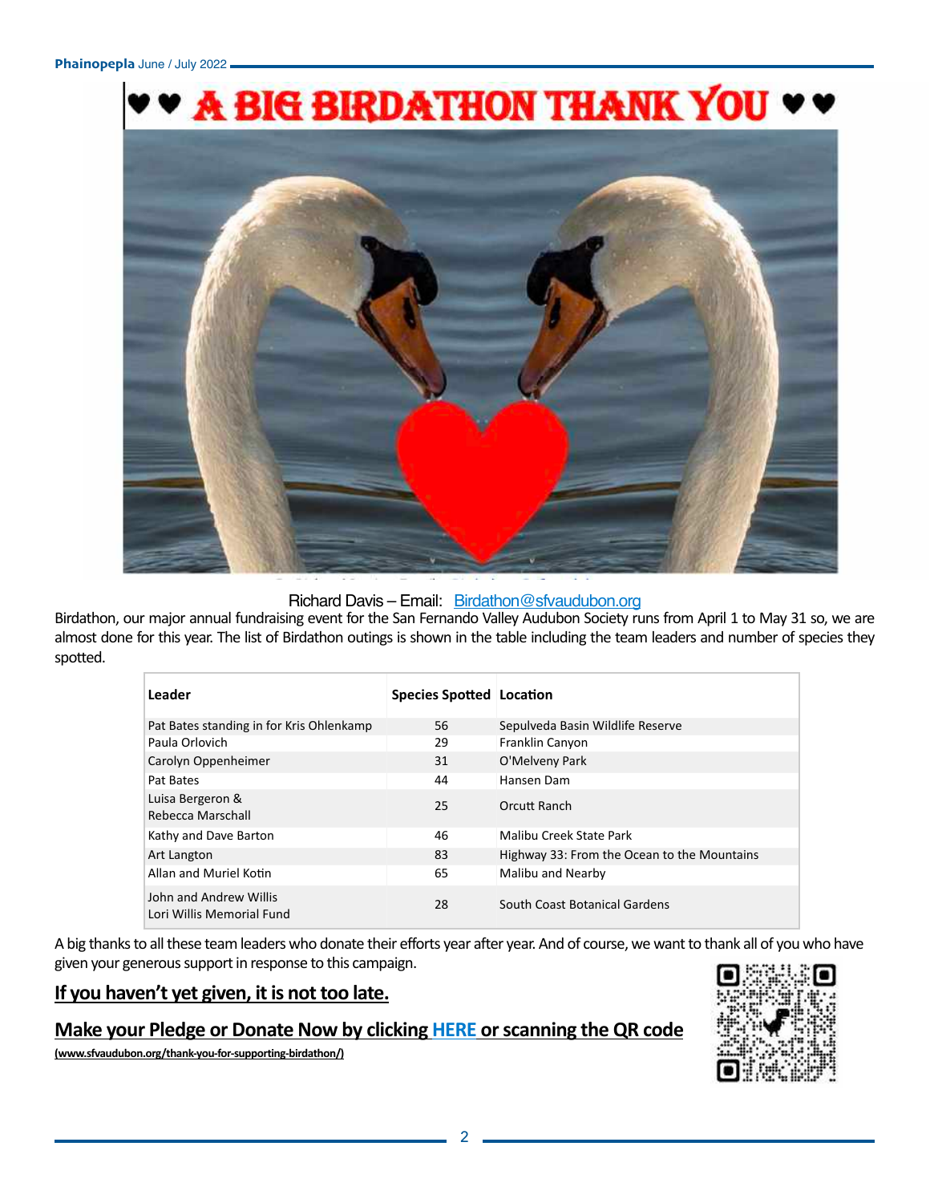# ♥♥ A BIG BIRDATHON THANK YOU ♥♥

Richard Davis – Email: Birdathon@sfvaudubon.org

Birdathon, our major annual fundraising event for the San Fernando Valley Audubon Society runs from April 1 to May 31 so, we are almost done for this year. The list of Birdathon outings is shown in the table including the team leaders and number of species they spotted.

| Leader | Species Spotted | Location |
|---|---|---|
| Pat Bates standing in for Kris Ohlenkamp | 56 | Sepulveda Basin Wildlife Reserve |
| Paula Orlovich | 29 | Franklin Canyon |
| Carolyn Oppenheimer | 31 | O'Melveny Park |
| Pat Bates | 44 | Hansen Dam |
| Luisa Bergeron & Rebecca Marschall | 25 | Orcutt Ranch |
| Kathy and Dave Barton | 46 | Malibu Creek State Park |
| Art Langton | 83 | Highway 33: From the Ocean to the Mountains |
| Allan and Muriel Kotin | 65 | Malibu and Nearby |
| John and Andrew Willis Lori Willis Memorial Fund | 28 | South Coast Botanical Gardens |

A big thanks to all these team leaders who donate their efforts year after year. And of course, we want to thank all of you who have given your generous support in response to this campaign.

**If you haven't yet given, it is not too late.**

**Make your Pledge or Donate Now by clicking HERE or scanning the QR code**

**(www.sfvaudubon.org/thank-you-for-supporting-birdathon/)**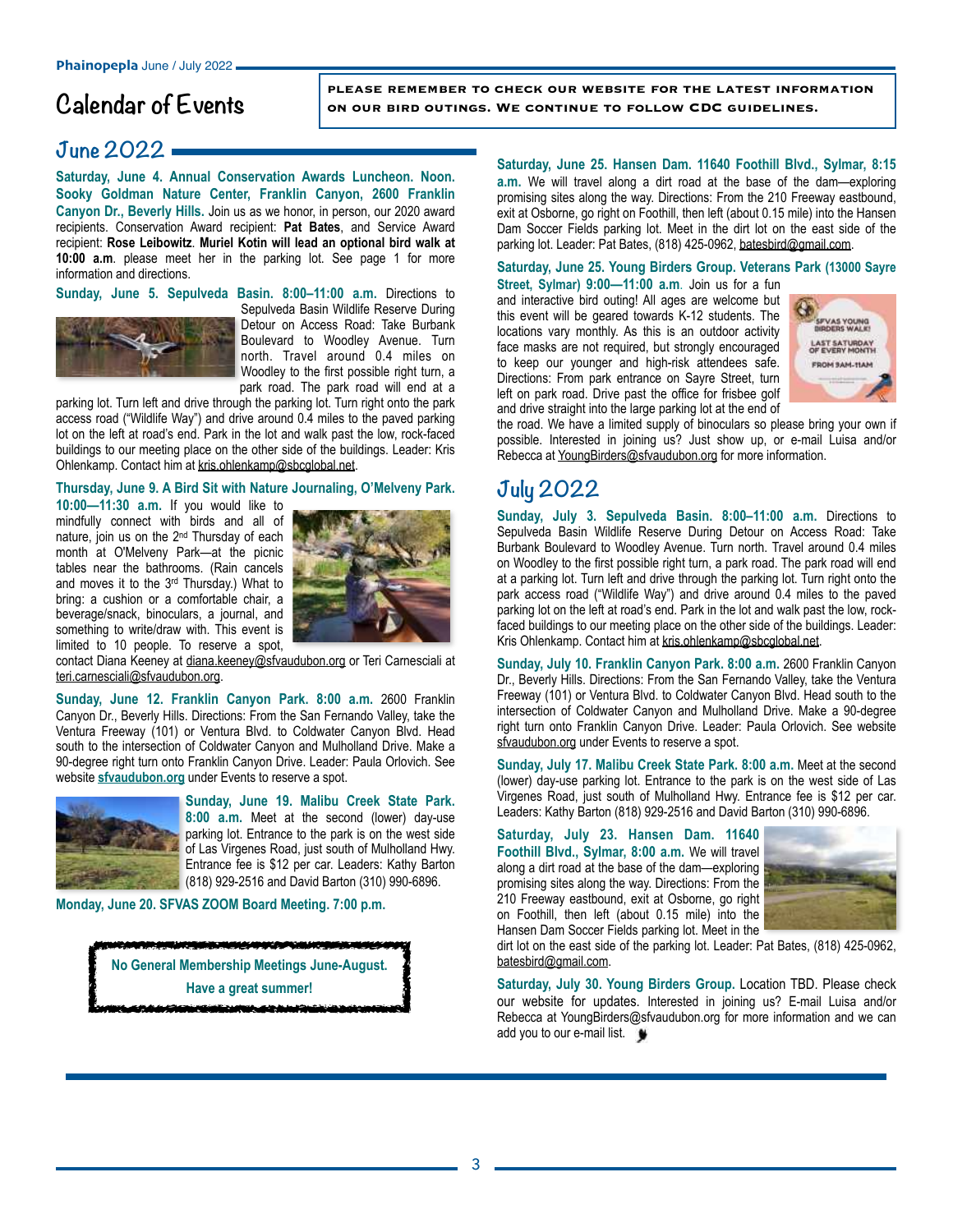# Calendar of Events

**PLEASE REMEMBER TO CHECK OUR WEBSITE FOR THE LATEST INFORMATION ON OUR BIRD OUTINGS. WE CONTINUE TO FOLLOW CDC GUIDELINES.**

## June 2022

**Saturday, June 4. Annual Conservation Awards Luncheon. Noon. Sooky Goldman Nature Center, Franklin Canyon, 2600 Franklin Canyon Dr., Beverly Hills.** Join us as we honor, in person, our 2020 award recipients. Conservation Award recipient: **Pat Bates**, and Service Award recipient: **Rose Leibowitz**. **Muriel Kotin will lead an optional bird walk at 10:00 a.m**. please meet her in the parking lot. See page 1 for more information and directions.

**Sunday, June 5. Sepulveda Basin. 8:00–11:00 a.m.** Directions to Sepulveda Basin Wildlife Reserve During Detour on Access Road: Take Burbank Boulevard to Woodley Avenue. Turn north. Travel around 0.4 miles on Woodley to the first possible right turn, a park road. The park road will end at a parking lot. Turn left and drive through the parking lot. Turn right onto the park access road ("Wildlife Way") and drive around 0.4 miles to the paved parking lot on the left at road's end. Park in the lot and walk past the low, rock-faced buildings to our meeting place on the other side of the buildings. Leader: Kris Ohlenkamp. Contact him at kris.ohlenkamp@sbcglobal.net.

**Thursday, June 9. A Bird Sit with Nature Journaling, O'Melveny Park. 10:00—11:30 a.m.** If you would like to mindfully connect with birds and all of nature, join us on the 2nd Thursday of each month at O'Melveny Park—at the picnic tables near the bathrooms. (Rain cancels and moves it to the 3rd Thursday.) What to bring: a cushion or a comfortable chair, a beverage/snack, binoculars, a journal, and something to write/draw with. This event is limited to 10 people. To reserve a spot, contact Diana Keeney at diana.keeney@sfvaudubon.org or Teri Carnesciali at teri.carnesciali@sfvaudubon.org.

**Sunday, June 12. Franklin Canyon Park. 8:00 a.m.** 2600 Franklin Canyon Dr., Beverly Hills. Directions: From the San Fernando Valley, take the Ventura Freeway (101) or Ventura Blvd. to Coldwater Canyon Blvd. Head south to the intersection of Coldwater Canyon and Mulholland Drive. Make a 90-degree right turn onto Franklin Canyon Drive. Leader: Paula Orlovich. See website **sfvaudubon.org** under Events to reserve a spot.

**Sunday, June 19. Malibu Creek State Park. 8:00 a.m.** Meet at the second (lower) day-use parking lot. Entrance to the park is on the west side of Las Virgenes Road, just south of Mulholland Hwy. Entrance fee is $12 per car. Leaders: Kathy Barton (818) 929-2516 and David Barton (310) 990-6896.

**Monday, June 20. SFVAS ZOOM Board Meeting. 7:00 p.m.**

**No General Membership Meetings June-August. Have a great summer!**

**Saturday, June 25. Hansen Dam. 11640 Foothill Blvd., Sylmar, 8:15 a.m.** We will travel along a dirt road at the base of the dam—exploring promising sites along the way. Directions: From the 210 Freeway eastbound, exit at Osborne, go right on Foothill, then left (about 0.15 mile) into the Hansen Dam Soccer Fields parking lot. Meet in the dirt lot on the east side of the parking lot. Leader: Pat Bates, (818) 425-0962, batesbird@gmail.com.

**Saturday, June 25. Young Birders Group. Veterans Park (13000 Sayre Street, Sylmar) 9:00—11:00 a.m**. Join us for a fun and interactive bird outing! All ages are welcome but this event will be geared towards K-12 students. The locations vary monthly. As this is an outdoor activity face masks are not required, but strongly encouraged to keep our younger and high-risk attendees safe. Directions: From park entrance on Sayre Street, turn left on park road. Drive past the office for frisbee golf and drive straight into the large parking lot at the end of the road. We have a limited supply of binoculars so please bring your own if possible. Interested in joining us? Just show up, or e-mail Luisa and/or Rebecca at YoungBirders@sfvaudubon.org for more information.

SFVAS YOUNG BIRDERS WALK! LAST SATURDAY OF EVERY MONTH FROM 9AM-11AM

## July 2022

**Sunday, July 3. Sepulveda Basin. 8:00–11:00 a.m.** Directions to Sepulveda Basin Wildlife Reserve During Detour on Access Road: Take Burbank Boulevard to Woodley Avenue. Turn north. Travel around 0.4 miles on Woodley to the first possible right turn, a park road. The park road will end at a parking lot. Turn left and drive through the parking lot. Turn right onto the park access road ("Wildlife Way") and drive around 0.4 miles to the paved parking lot on the left at road's end. Park in the lot and walk past the low, rock-faced buildings to our meeting place on the other side of the buildings. Leader: Kris Ohlenkamp. Contact him at kris.ohlenkamp@sbcglobal.net.

**Sunday, July 10. Franklin Canyon Park. 8:00 a.m.** 2600 Franklin Canyon Dr., Beverly Hills. Directions: From the San Fernando Valley, take the Ventura Freeway (101) or Ventura Blvd. to Coldwater Canyon Blvd. Head south to the intersection of Coldwater Canyon and Mulholland Drive. Make a 90-degree right turn onto Franklin Canyon Drive. Leader: Paula Orlovich. See website sfvaudubon.org under Events to reserve a spot.

**Sunday, July 17. Malibu Creek State Park. 8:00 a.m.** Meet at the second (lower) day-use parking lot. Entrance to the park is on the west side of Las Virgenes Road, just south of Mulholland Hwy. Entrance fee is $12 per car. Leaders: Kathy Barton (818) 929-2516 and David Barton (310) 990-6896.

**Saturday, July 23. Hansen Dam. 11640 Foothill Blvd., Sylmar, 8:00 a.m.** We will travel along a dirt road at the base of the dam—exploring promising sites along the way. Directions: From the 210 Freeway eastbound, exit at Osborne, go right on Foothill, then left (about 0.15 mile) into the Hansen Dam Soccer Fields parking lot. Meet in the dirt lot on the east side of the parking lot. Leader: Pat Bates, (818) 425-0962, batesbird@gmail.com.

**Saturday, July 30. Young Birders Group.** Location TBD. Please check our website for updates. Interested in joining us? E-mail Luisa and/or Rebecca at YoungBirders@sfvaudubon.org for more information and we can add you to our e-mail list.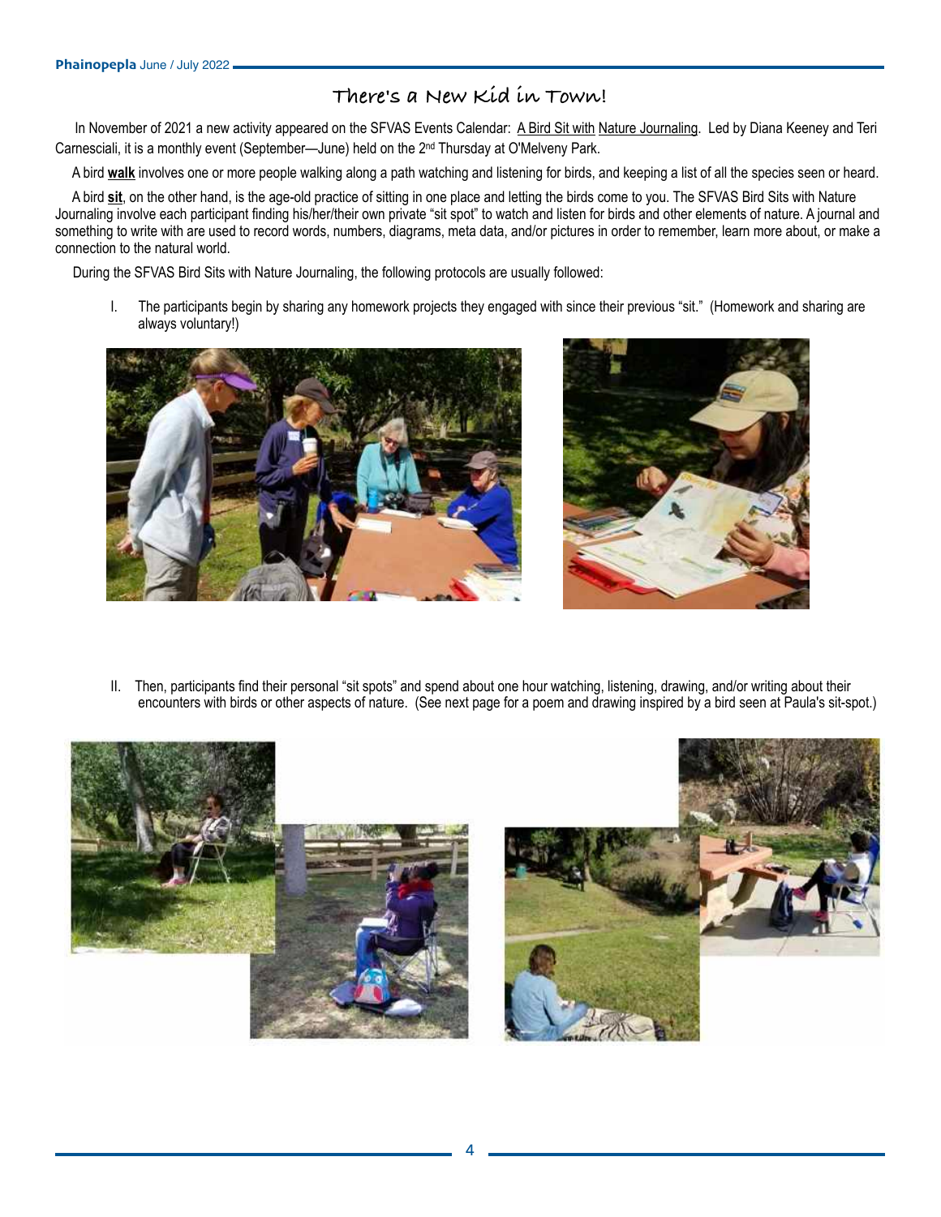## There's a New Kid in Town!

In November of 2021 a new activity appeared on the SFVAS Events Calendar: A Bird Sit with Nature Journaling. Led by Diana Keeney and Teri Carnesciali, it is a monthly event (September—June) held on the 2nd Thursday at O'Melveny Park.

A bird **walk** involves one or more people walking along a path watching and listening for birds, and keeping a list of all the species seen or heard.

A bird **sit**, on the other hand, is the age-old practice of sitting in one place and letting the birds come to you. The SFVAS Bird Sits with Nature Journaling involve each participant finding his/her/their own private "sit spot" to watch and listen for birds and other elements of nature. A journal and something to write with are used to record words, numbers, diagrams, meta data, and/or pictures in order to remember, learn more about, or make a connection to the natural world.

During the SFVAS Bird Sits with Nature Journaling, the following protocols are usually followed:

I. The participants begin by sharing any homework projects they engaged with since their previous "sit." (Homework and sharing are always voluntary!)

II. Then, participants find their personal "sit spots" and spend about one hour watching, listening, drawing, and/or writing about their encounters with birds or other aspects of nature. (See next page for a poem and drawing inspired by a bird seen at Paula's sit-spot.)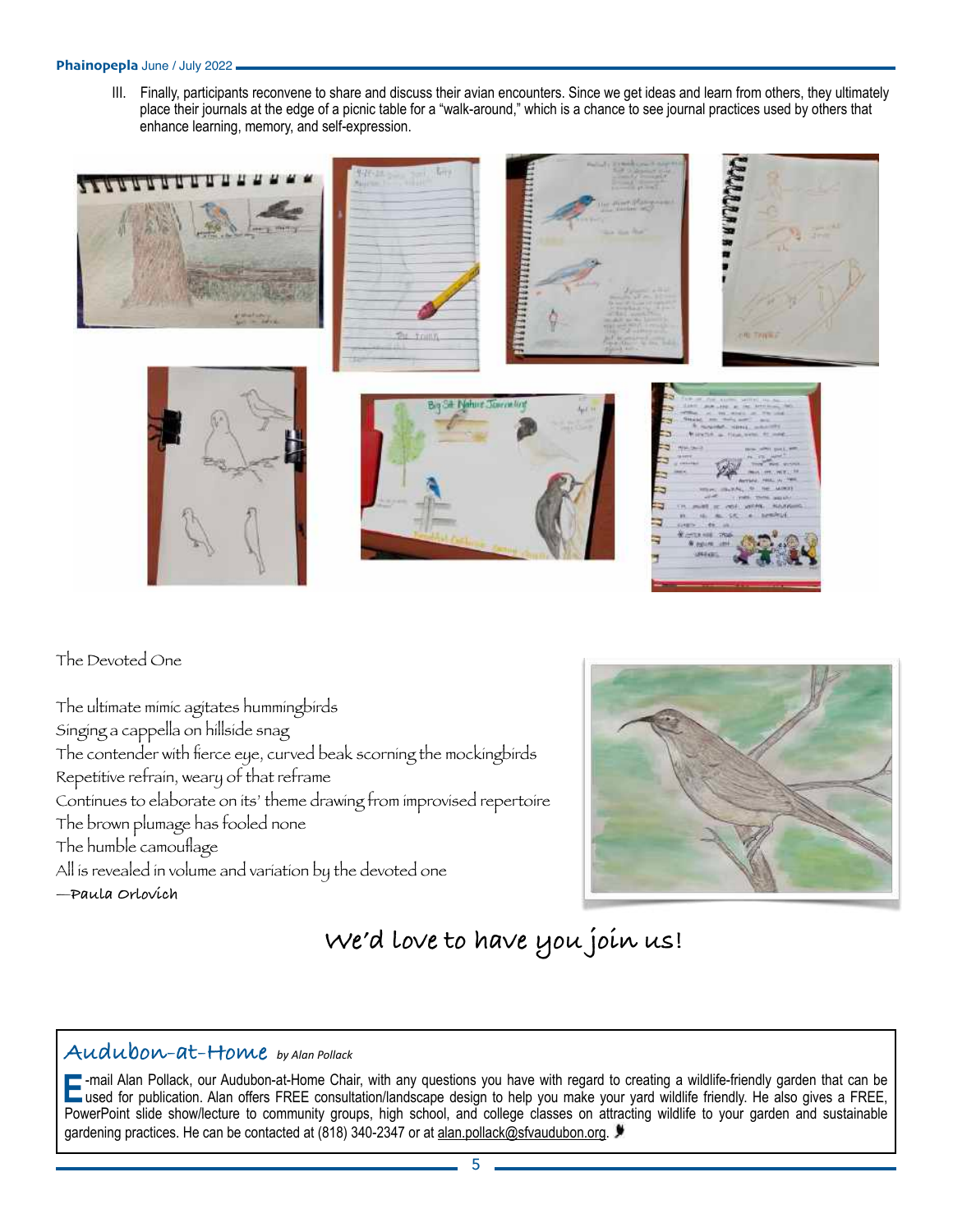III. Finally, participants reconvene to share and discuss their avian encounters. Since we get ideas and learn from others, they ultimately place their journals at the edge of a picnic table for a "walk-around," which is a chance to see journal practices used by others that enhance learning, memory, and self-expression.

The Devoted One

The ultimate mimic agitates hummingbirds
Singing a cappella on hillside snag
The contender with fierce eye, curved beak scorning the mockingbirds
Repetitive refrain, weary of that reframe
Continues to elaborate on its' theme drawing from improvised repertoire
The brown plumage has fooled none
The humble camouflage
All is revealed in volume and variation by the devoted one
—Paula Orlovich

## We'd love to have you join us!

## Audubon-at-Home *by Alan Pollack*

E-mail Alan Pollack, our Audubon-at-Home Chair, with any questions you have with regard to creating a wildlife-friendly garden that can be used for publication. Alan offers FREE consultation/landscape design to help you make your yard wildlife friendly. He also gives a FREE, PowerPoint slide show/lecture to community groups, high school, and college classes on attracting wildlife to your garden and sustainable gardening practices. He can be contacted at (818) 340-2347 or at alan.pollack@sfvaudubon.org.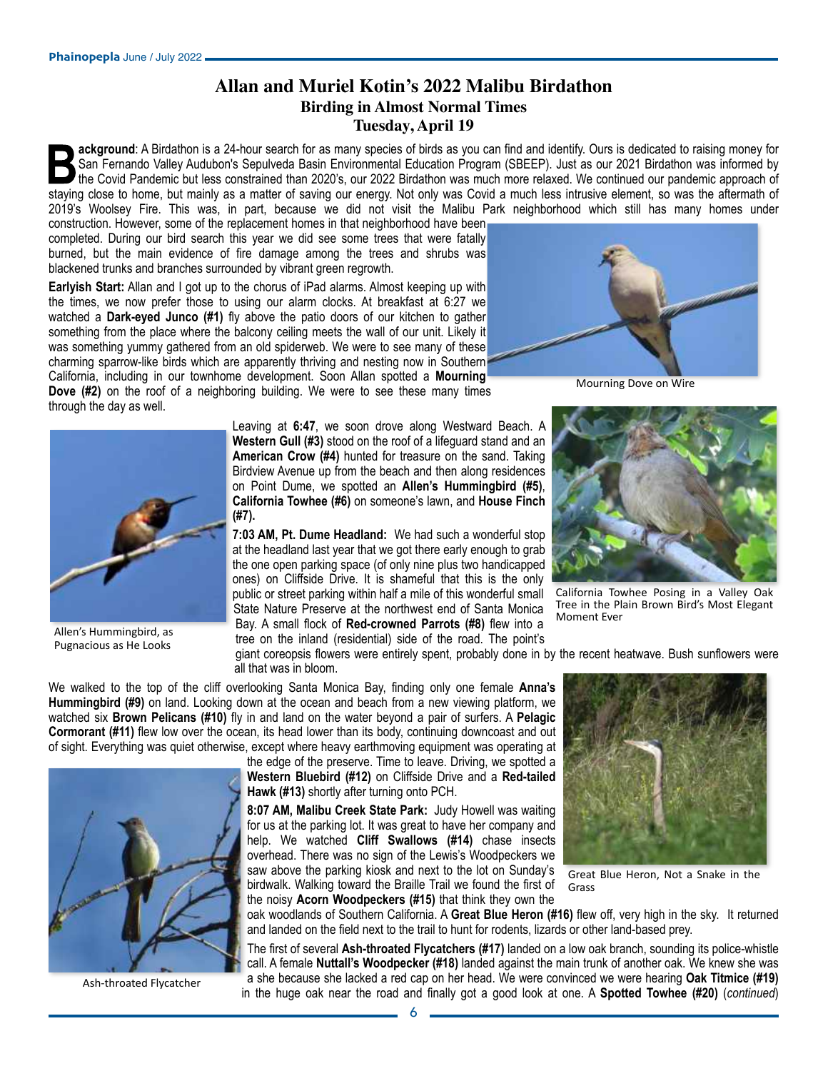# Allan and Muriel Kotin's 2022 Malibu Birdathon

## Birding in Almost Normal Times

### Tuesday, April 19

**Background**: A Birdathon is a 24-hour search for as many species of birds as you can find and identify. Ours is dedicated to raising money for San Fernando Valley Audubon's Sepulveda Basin Environmental Education Program (SBEEP). Just as our 2021 Birdathon was informed by the Covid Pandemic but less constrained than 2020's, our 2022 Birdathon was much more relaxed. We continued our pandemic approach of staying close to home, but mainly as a matter of saving our energy. Not only was Covid a much less intrusive element, so was the aftermath of 2019's Woolsey Fire. This was, in part, because we did not visit the Malibu Park neighborhood which still has many homes under construction. However, some of the replacement homes in that neighborhood have been completed. During our bird search this year we did see some trees that were fatally burned, but the main evidence of fire damage among the trees and shrubs was blackened trunks and branches surrounded by vibrant green regrowth.

**Earlyish Start:** Allan and I got up to the chorus of iPad alarms. Almost keeping up with the times, we now prefer those to using our alarm clocks. At breakfast at 6:27 we watched a **Dark-eyed Junco (#1)** fly above the patio doors of our kitchen to gather something from the place where the balcony ceiling meets the wall of our unit. Likely it was something yummy gathered from an old spiderweb. We were to see many of these charming sparrow-like birds which are apparently thriving and nesting now in Southern California, including in our townhome development. Soon Allan spotted a **Mourning Dove (#2)** on the roof of a neighboring building. We were to see these many times through the day as well.

Mourning Dove on Wire

Leaving at **6:47**, we soon drove along Westward Beach. A **Western Gull (#3)** stood on the roof of a lifeguard stand and an **American Crow (#4)** hunted for treasure on the sand. Taking Birdview Avenue up from the beach and then along residences on Point Dume, we spotted an **Allen's Hummingbird (#5)**, **California Towhee (#6)** on someone's lawn, and **House Finch (#7).**

Allen's Hummingbird, as Pugnacious as He Looks

**7:03 AM, Pt. Dume Headland:** We had such a wonderful stop at the headland last year that we got there early enough to grab the one open parking space (of only nine plus two handicapped ones) on Cliffside Drive. It is shameful that this is the only public or street parking within half a mile of this wonderful small State Nature Preserve at the northwest end of Santa Monica Bay. A small flock of **Red-crowned Parrots (#8)** flew into a tree on the inland (residential) side of the road. The point's giant coreopsis flowers were entirely spent, probably done in by the recent heatwave. Bush sunflowers were all that was in bloom.

California Towhee Posing in a Valley Oak Tree in the Plain Brown Bird's Most Elegant Moment Ever

We walked to the top of the cliff overlooking Santa Monica Bay, finding only one female **Anna's Hummingbird (#9)** on land. Looking down at the ocean and beach from a new viewing platform, we watched six **Brown Pelicans (#10)** fly in and land on the water beyond a pair of surfers. A **Pelagic Cormorant (#11)** flew low over the ocean, its head lower than its body, continuing downcoast and out of sight. Everything was quiet otherwise, except where heavy earthmoving equipment was operating at the edge of the preserve. Time to leave. Driving, we spotted a **Western Bluebird (#12)** on Cliffside Drive and a **Red-tailed Hawk (#13)** shortly after turning onto PCH.

**8:07 AM, Malibu Creek State Park:** Judy Howell was waiting for us at the parking lot. It was great to have her company and help. We watched **Cliff Swallows (#14)** chase insects overhead. There was no sign of the Lewis's Woodpeckers we saw above the parking kiosk and next to the lot on Sunday's birdwalk. Walking toward the Braille Trail we found the first of the noisy **Acorn Woodpeckers (#15)** that think they own the oak woodlands of Southern California. A **Great Blue Heron (#16)** flew off, very high in the sky. It returned and landed on the field next to the trail to hunt for rodents, lizards or other land-based prey.

Great Blue Heron, Not a Snake in the Grass

Ash-throated Flycatcher

The first of several **Ash-throated Flycatchers (#17)** landed on a low oak branch, sounding its police-whistle call. A female **Nuttall's Woodpecker (#18)** landed against the main trunk of another oak. We knew she was a she because she lacked a red cap on her head. We were convinced we were hearing **Oak Titmice (#19)** in the huge oak near the road and finally got a good look at one. A **Spotted Towhee (#20)** (*continued*)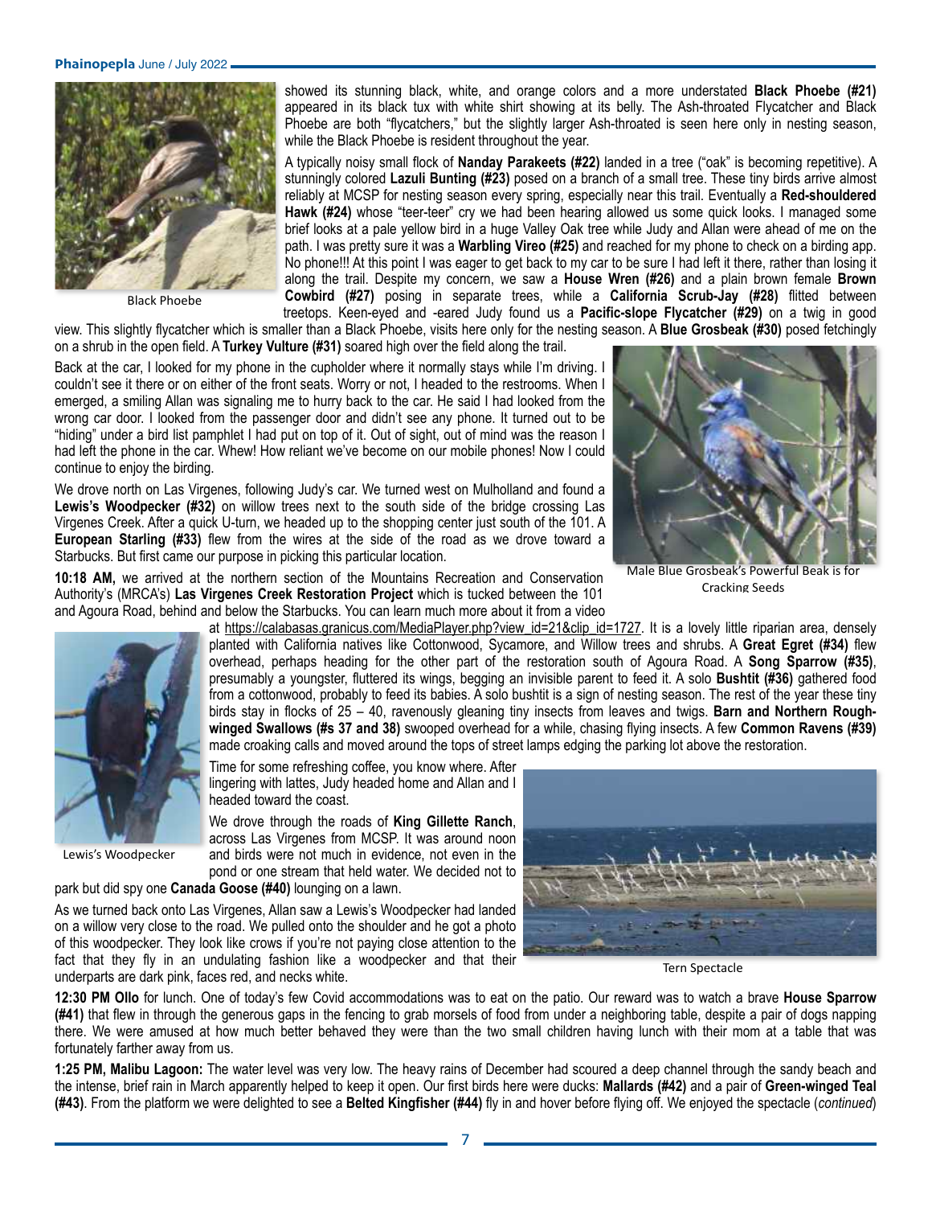Black Phoebe

showed its stunning black, white, and orange colors and a more understated **Black Phoebe (#21)** appeared in its black tux with white shirt showing at its belly. The Ash-throated Flycatcher and Black Phoebe are both "flycatchers," but the slightly larger Ash-throated is seen here only in nesting season, while the Black Phoebe is resident throughout the year.

A typically noisy small flock of **Nanday Parakeets (#22)** landed in a tree ("oak" is becoming repetitive). A stunningly colored **Lazuli Bunting (#23)** posed on a branch of a small tree. These tiny birds arrive almost reliably at MCSP for nesting season every spring, especially near this trail. Eventually a **Red-shouldered Hawk (#24)** whose "teer-teer" cry we had been hearing allowed us some quick looks. I managed some brief looks at a pale yellow bird in a huge Valley Oak tree while Judy and Allan were ahead of me on the path. I was pretty sure it was a **Warbling Vireo (#25)** and reached for my phone to check on a birding app. No phone!!! At this point I was eager to get back to my car to be sure I had left it there, rather than losing it along the trail. Despite my concern, we saw a **House Wren (#26)** and a plain brown female **Brown Cowbird (#27)** posing in separate trees, while a **California Scrub-Jay (#28)** flitted between treetops. Keen-eyed and -eared Judy found us a **Pacific-slope Flycatcher (#29)** on a twig in good view. This slightly flycatcher which is smaller than a Black Phoebe, visits here only for the nesting season. A **Blue Grosbeak (#30)** posed fetchingly on a shrub in the open field. A **Turkey Vulture (#31)** soared high over the field along the trail.

Back at the car, I looked for my phone in the cupholder where it normally stays while I'm driving. I couldn't see it there or on either of the front seats. Worry or not, I headed to the restrooms. When I emerged, a smiling Allan was signaling me to hurry back to the car. He said I had looked from the wrong car door. I looked from the passenger door and didn't see any phone. It turned out to be "hiding" under a bird list pamphlet I had put on top of it. Out of sight, out of mind was the reason I had left the phone in the car. Whew! How reliant we've become on our mobile phones! Now I could continue to enjoy the birding.

Male Blue Grosbeak's Powerful Beak is for Cracking Seeds

We drove north on Las Virgenes, following Judy's car. We turned west on Mulholland and found a **Lewis's Woodpecker (#32)** on willow trees next to the south side of the bridge crossing Las Virgenes Creek. After a quick U-turn, we headed up to the shopping center just south of the 101. A **European Starling (#33)** flew from the wires at the side of the road as we drove toward a Starbucks. But first came our purpose in picking this particular location.

**10:18 AM,** we arrived at the northern section of the Mountains Recreation and Conservation Authority's (MRCA's) **Las Virgenes Creek Restoration Project** which is tucked between the 101 and Agoura Road, behind and below the Starbucks. You can learn much more about it from a video at https://calabasas.granicus.com/MediaPlayer.php?view_id=21&clip_id=1727. It is a lovely little riparian area, densely planted with California natives like Cottonwood, Sycamore, and Willow trees and shrubs. A **Great Egret (#34)** flew overhead, perhaps heading for the other part of the restoration south of Agoura Road. A **Song Sparrow (#35)**, presumably a youngster, fluttered its wings, begging an invisible parent to feed it. A solo **Bushtit (#36)** gathered food from a cottonwood, probably to feed its babies. A solo bushtit is a sign of nesting season. The rest of the year these tiny birds stay in flocks of 25 – 40, ravenously gleaning tiny insects from leaves and twigs. **Barn and Northern Rough-winged Swallows (#s 37 and 38)** swooped overhead for a while, chasing flying insects. A few **Common Ravens (#39)** made croaking calls and moved around the tops of street lamps edging the parking lot above the restoration.

Lewis's Woodpecker

Time for some refreshing coffee, you know where. After lingering with lattes, Judy headed home and Allan and I headed toward the coast.

We drove through the roads of **King Gillette Ranch**, across Las Virgenes from MCSP. It was around noon and birds were not much in evidence, not even in the pond or one stream that held water. We decided not to park but did spy one **Canada Goose (#40)** lounging on a lawn.

As we turned back onto Las Virgenes, Allan saw a Lewis's Woodpecker had landed on a willow very close to the road. We pulled onto the shoulder and he got a photo of this woodpecker. They look like crows if you're not paying close attention to the fact that they fly in an undulating fashion like a woodpecker and that their underparts are dark pink, faces red, and necks white.

Tern Spectacle

**12:30 PM Ollo** for lunch. One of today's few Covid accommodations was to eat on the patio. Our reward was to watch a brave **House Sparrow (#41)** that flew in through the generous gaps in the fencing to grab morsels of food from under a neighboring table, despite a pair of dogs napping there. We were amused at how much better behaved they were than the two small children having lunch with their mom at a table that was fortunately farther away from us.

**1:25 PM, Malibu Lagoon:** The water level was very low. The heavy rains of December had scoured a deep channel through the sandy beach and the intense, brief rain in March apparently helped to keep it open. Our first birds here were ducks: **Mallards (#42)** and a pair of **Green-winged Teal (#43)**. From the platform we were delighted to see a **Belted Kingfisher (#44)** fly in and hover before flying off. We enjoyed the spectacle (*continued*)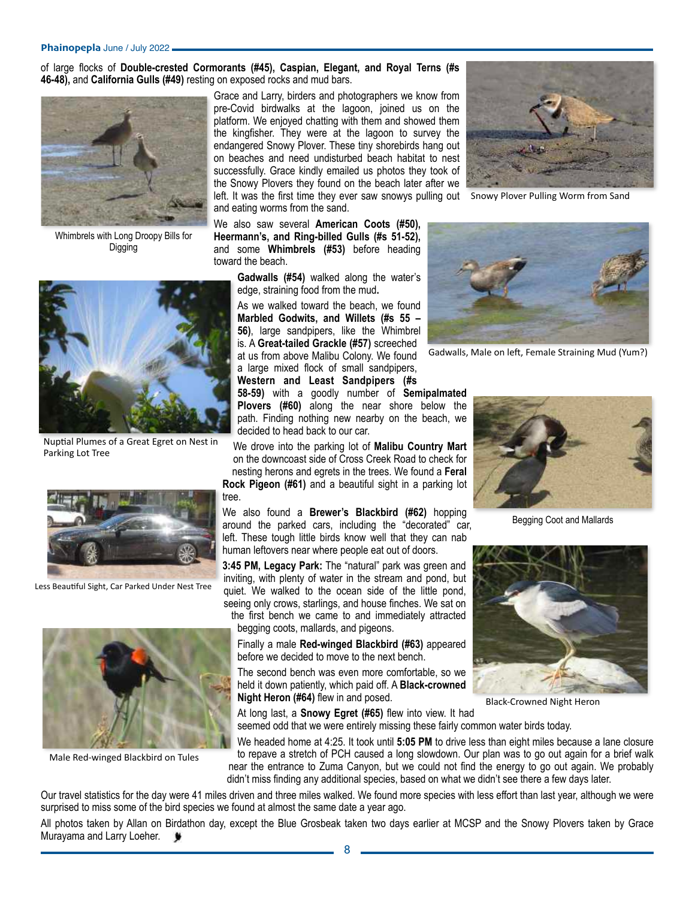of large flocks of **Double-crested Cormorants (#45), Caspian, Elegant, and Royal Terns (#s 46-48),** and **California Gulls (#49)** resting on exposed rocks and mud bars.

Grace and Larry, birders and photographers we know from pre-Covid birdwalks at the lagoon, joined us on the platform. We enjoyed chatting with them and showed them the kingfisher. They were at the lagoon to survey the endangered Snowy Plover. These tiny shorebirds hang out on beaches and need undisturbed beach habitat to nest successfully. Grace kindly emailed us photos they took of the Snowy Plovers they found on the beach later after we left. It was the first time they ever saw snowys pulling out and eating worms from the sand.

Snowy Plover Pulling Worm from Sand

Whimbrels with Long Droopy Bills for Digging

We also saw several **American Coots (#50), Heermann's, and Ring-billed Gulls (#s 51-52),** and some **Whimbrels (#53)** before heading toward the beach.

**Gadwalls (#54)** walked along the water's edge, straining food from the mud**.**

Gadwalls, Male on left, Female Straining Mud (Yum?)

As we walked toward the beach, we found **Marbled Godwits, and Willets (#s 55 – 56)**, large sandpipers, like the Whimbrel is. A **Great-tailed Grackle (#57)** screeched at us from above Malibu Colony. We found a large mixed flock of small sandpipers, **Western and Least Sandpipers (#s 58-59)** with a goodly number of **Semipalmated Plovers (#60)** along the near shore below the path. Finding nothing new nearby on the beach, we decided to head back to our car.

Nuptial Plumes of a Great Egret on Nest in Parking Lot Tree

We drove into the parking lot of **Malibu Country Mart** on the downcoast side of Cross Creek Road to check for nesting herons and egrets in the trees. We found a **Feral Rock Pigeon (#61)** and a beautiful sight in a parking lot tree.

We also found a **Brewer's Blackbird (#62)** hopping around the parked cars, including the "decorated" car, left. These tough little birds know well that they can nab human leftovers near where people eat out of doors.

Less Beautiful Sight, Car Parked Under Nest Tree

Begging Coot and Mallards

**3:45 PM, Legacy Park:** The "natural" park was green and inviting, with plenty of water in the stream and pond, but quiet. We walked to the ocean side of the little pond, seeing only crows, starlings, and house finches. We sat on the first bench we came to and immediately attracted begging coots, mallards, and pigeons.

Finally a male **Red-winged Blackbird (#63)** appeared before we decided to move to the next bench.

The second bench was even more comfortable, so we held it down patiently, which paid off. A **Black-crowned Night Heron (#64)** flew in and posed.

Black-Crowned Night Heron

Male Red-winged Blackbird on Tules

At long last, a **Snowy Egret (#65)** flew into view. It had seemed odd that we were entirely missing these fairly common water birds today.

We headed home at 4:25. It took until **5:05 PM** to drive less than eight miles because a lane closure to repave a stretch of PCH caused a long slowdown. Our plan was to go out again for a brief walk near the entrance to Zuma Canyon, but we could not find the energy to go out again. We probably didn't miss finding any additional species, based on what we didn't see there a few days later.

Our travel statistics for the day were 41 miles driven and three miles walked. We found more species with less effort than last year, although we were surprised to miss some of the bird species we found at almost the same date a year ago.

All photos taken by Allan on Birdathon day, except the Blue Grosbeak taken two days earlier at MCSP and the Snowy Plovers taken by Grace Murayama and Larry Loeher.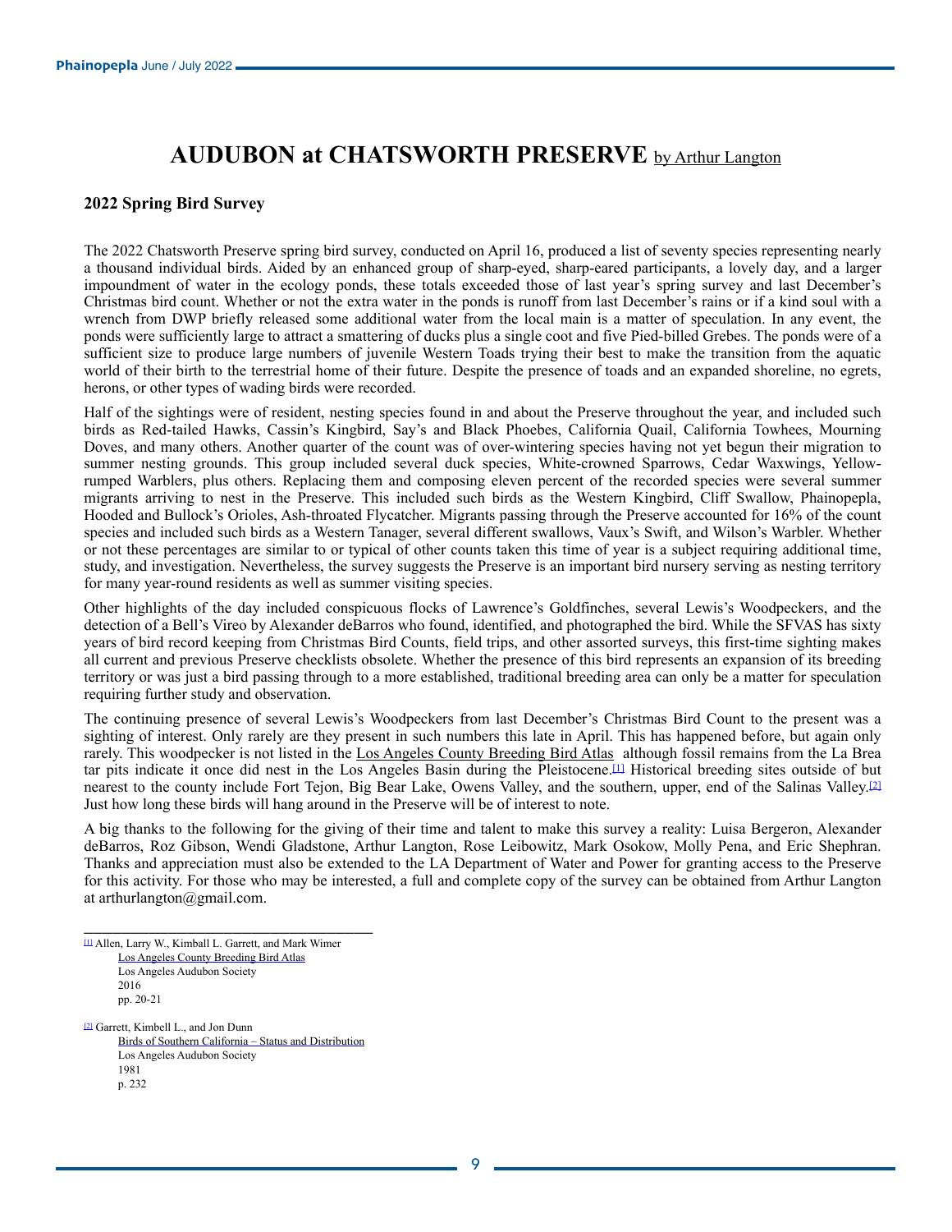# AUDUBON at CHATSWORTH PRESERVE by Arthur Langton

## 2022 Spring Bird Survey

The 2022 Chatsworth Preserve spring bird survey, conducted on April 16, produced a list of seventy species representing nearly a thousand individual birds. Aided by an enhanced group of sharp-eyed, sharp-eared participants, a lovely day, and a larger impoundment of water in the ecology ponds, these totals exceeded those of last year's spring survey and last December's Christmas bird count. Whether or not the extra water in the ponds is runoff from last December's rains or if a kind soul with a wrench from DWP briefly released some additional water from the local main is a matter of speculation. In any event, the ponds were sufficiently large to attract a smattering of ducks plus a single coot and five Pied-billed Grebes. The ponds were of a sufficient size to produce large numbers of juvenile Western Toads trying their best to make the transition from the aquatic world of their birth to the terrestrial home of their future. Despite the presence of toads and an expanded shoreline, no egrets, herons, or other types of wading birds were recorded.

Half of the sightings were of resident, nesting species found in and about the Preserve throughout the year, and included such birds as Red-tailed Hawks, Cassin's Kingbird, Say's and Black Phoebes, California Quail, California Towhees, Mourning Doves, and many others. Another quarter of the count was of over-wintering species having not yet begun their migration to summer nesting grounds. This group included several duck species, White-crowned Sparrows, Cedar Waxwings, Yellow-rumped Warblers, plus others. Replacing them and composing eleven percent of the recorded species were several summer migrants arriving to nest in the Preserve. This included such birds as the Western Kingbird, Cliff Swallow, Phainopepla, Hooded and Bullock's Orioles, Ash-throated Flycatcher. Migrants passing through the Preserve accounted for 16% of the count species and included such birds as a Western Tanager, several different swallows, Vaux's Swift, and Wilson's Warbler. Whether or not these percentages are similar to or typical of other counts taken this time of year is a subject requiring additional time, study, and investigation. Nevertheless, the survey suggests the Preserve is an important bird nursery serving as nesting territory for many year-round residents as well as summer visiting species.

Other highlights of the day included conspicuous flocks of Lawrence's Goldfinches, several Lewis's Woodpeckers, and the detection of a Bell's Vireo by Alexander deBarros who found, identified, and photographed the bird. While the SFVAS has sixty years of bird record keeping from Christmas Bird Counts, field trips, and other assorted surveys, this first-time sighting makes all current and previous Preserve checklists obsolete. Whether the presence of this bird represents an expansion of its breeding territory or was just a bird passing through to a more established, traditional breeding area can only be a matter for speculation requiring further study and observation.

The continuing presence of several Lewis's Woodpeckers from last December's Christmas Bird Count to the present was a sighting of interest. Only rarely are they present in such numbers this late in April. This has happened before, but again only rarely. This woodpecker is not listed in the Los Angeles County Breeding Bird Atlas although fossil remains from the La Brea tar pits indicate it once did nest in the Los Angeles Basin during the Pleistocene.[1] Historical breeding sites outside of but nearest to the county include Fort Tejon, Big Bear Lake, Owens Valley, and the southern, upper, end of the Salinas Valley.[2] Just how long these birds will hang around in the Preserve will be of interest to note.

A big thanks to the following for the giving of their time and talent to make this survey a reality: Luisa Bergeron, Alexander deBarros, Roz Gibson, Wendi Gladstone, Arthur Langton, Rose Leibowitz, Mark Osokow, Molly Pena, and Eric Shephran. Thanks and appreciation must also be extended to the LA Department of Water and Power for granting access to the Preserve for this activity. For those who may be interested, a full and complete copy of the survey can be obtained from Arthur Langton at arthurlangton@gmail.com.

---

[1] Allen, Larry W., Kimball L. Garrett, and Mark Wimer
Los Angeles County Breeding Bird Atlas
Los Angeles Audubon Society
2016
pp. 20-21

[2] Garrett, Kimbell L., and Jon Dunn
Birds of Southern California – Status and Distribution
Los Angeles Audubon Society
1981
p. 232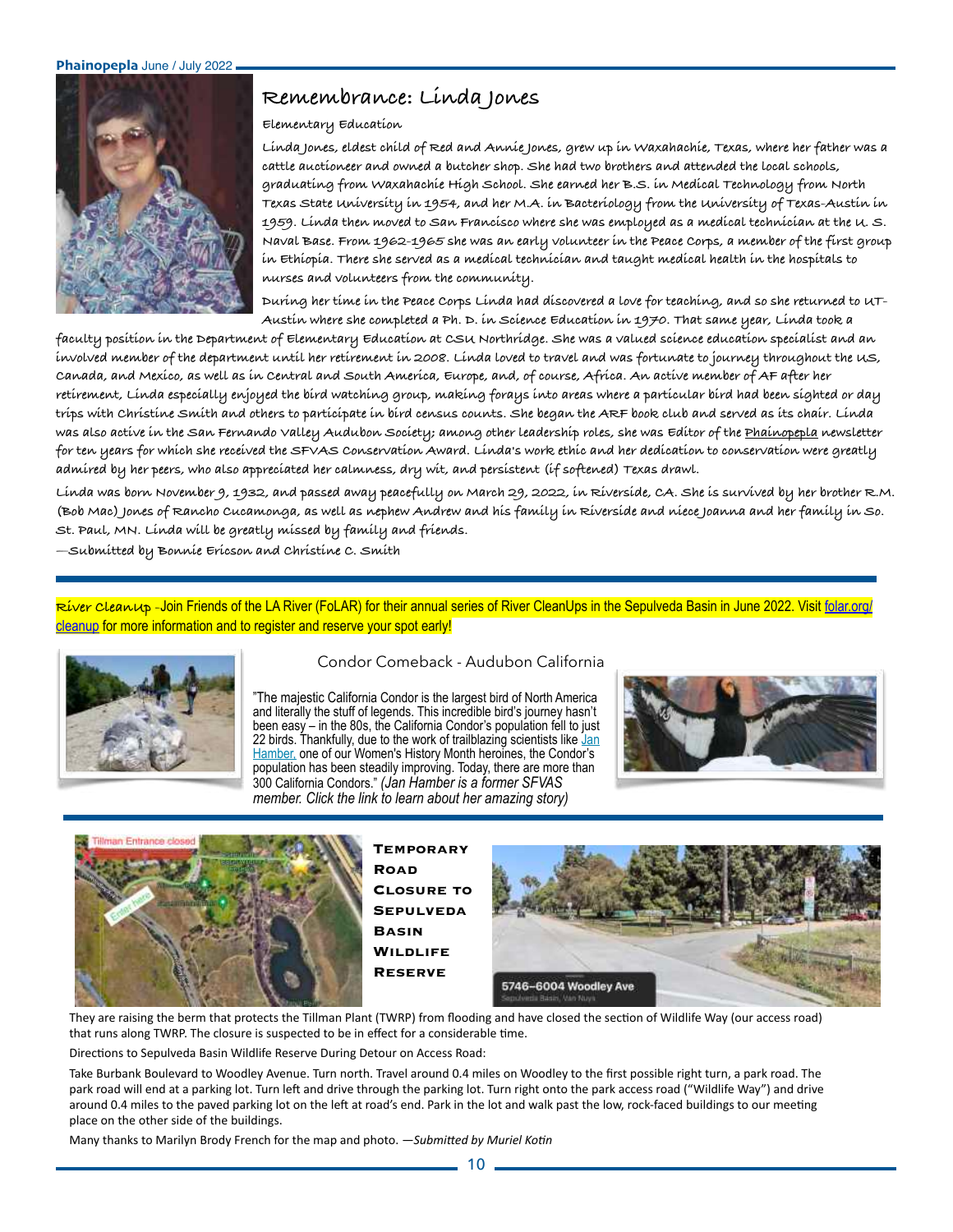## Remembrance: Linda Jones

Elementary Education

Linda Jones, eldest child of Red and Annie Jones, grew up in Waxahachie, Texas, where her father was a cattle auctioneer and owned a butcher shop. She had two brothers and attended the local schools, graduating from Waxahachie High School. She earned her B.S. in Medical Technology from North Texas State University in 1954, and her M.A. in Bacteriology from the University of Texas-Austin in 1959. Linda then moved to San Francisco where she was employed as a medical technician at the U. S. Naval Base. From 1962-1965 she was an early volunteer in the Peace Corps, a member of the first group in Ethiopia. There she served as a medical technician and taught medical health in the hospitals to nurses and volunteers from the community.

During her time in the Peace Corps Linda had discovered a love for teaching, and so she returned to UT-Austin where she completed a Ph. D. in Science Education in 1970. That same year, Linda took a faculty position in the Department of Elementary Education at CSU Northridge. She was a valued science education specialist and an involved member of the department until her retirement in 2008. Linda loved to travel and was fortunate to journey throughout the US, Canada, and Mexico, as well as in Central and South America, Europe, and, of course, Africa. An active member of AF after her retirement, Linda especially enjoyed the bird watching group, making forays into areas where a particular bird had been sighted or day trips with Christine Smith and others to participate in bird census counts. She began the ARF book club and served as its chair. Linda was also active in the San Fernando Valley Audubon Society; among other leadership roles, she was Editor of the Phainopepla newsletter for ten years for which she received the SFVAS Conservation Award. Linda's work ethic and her dedication to conservation were greatly admired by her peers, who also appreciated her calmness, dry wit, and persistent (if softened) Texas drawl.

Linda was born November 9, 1932, and passed away peacefully on March 29, 2022, in Riverside, CA. She is survived by her brother R.M. (Bob Mac) Jones of Rancho Cucamonga, as well as nephew Andrew and his family in Riverside and niece Joanna and her family in So. St. Paul, MN. Linda will be greatly missed by family and friends.

—Submitted by Bonnie Ericson and Christine C. Smith

**River CleanUp** -Join Friends of the LA River (FoLAR) for their annual series of River CleanUps in the Sepulveda Basin in June 2022. Visit folar.org/cleanup for more information and to register and reserve your spot early!

### Condor Comeback - Audubon California

"The majestic California Condor is the largest bird of North America and literally the stuff of legends. This incredible bird's journey hasn't been easy – in the 80s, the California Condor's population fell to just 22 birds. Thankfully, due to the work of trailblazing scientists like Jan Hamber, one of our Women's History Month heroines, the Condor's population has been steadily improving. Today, there are more than 300 California Condors." *(Jan Hamber is a former SFVAS member. Click the link to learn about her amazing story)*

### Temporary Road Closure to Sepulveda Basin Wildlife Reserve

Tillman Entrance closed

Enter here

5746–6004 Woodley Ave

Sepulveda Basin, Van Nuys

They are raising the berm that protects the Tillman Plant (TWRP) from flooding and have closed the section of Wildlife Way (our access road) that runs along TWRP. The closure is suspected to be in effect for a considerable time.

Directions to Sepulveda Basin Wildlife Reserve During Detour on Access Road:

Take Burbank Boulevard to Woodley Avenue. Turn north. Travel around 0.4 miles on Woodley to the first possible right turn, a park road. The park road will end at a parking lot. Turn left and drive through the parking lot. Turn right onto the park access road ("Wildlife Way") and drive around 0.4 miles to the paved parking lot on the left at road's end. Park in the lot and walk past the low, rock-faced buildings to our meeting place on the other side of the buildings.

Many thanks to Marilyn Brody French for the map and photo. —*Submitted by Muriel Kotin*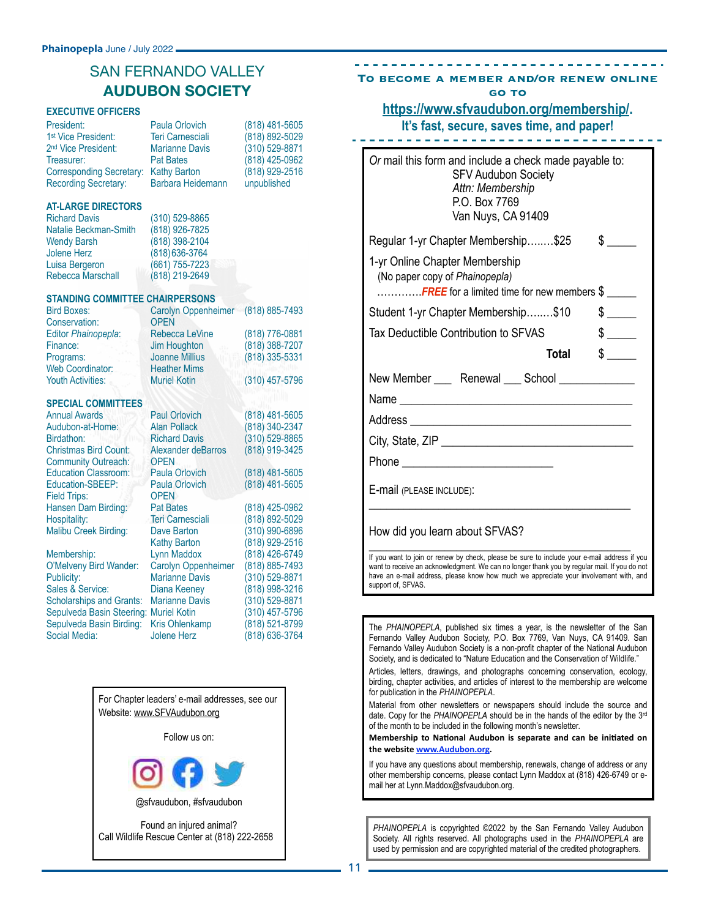# SAN FERNANDO VALLEY
# AUDUBON SOCIETY

### EXECUTIVE OFFICERS

| | | |
|---|---|---|
| President: | Paula Orlovich | (818) 481-5605 |
| 1st Vice President: | Teri Carnesciali | (818) 892-5029 |
| 2nd Vice President: | Marianne Davis | (310) 529-8871 |
| Treasurer: | Pat Bates | (818) 425-0962 |
| Corresponding Secretary: | Kathy Barton | (818) 929-2516 |
| Recording Secretary: | Barbara Heidemann | unpublished |

### AT-LARGE DIRECTORS

| | |
|---|---|
| Richard Davis | (310) 529-8865 |
| Natalie Beckman-Smith | (818) 926-7825 |
| Wendy Barsh | (818) 398-2104 |
| Jolene Herz | (818) 636-3764 |
| Luisa Bergeron | (661) 755-7223 |
| Rebecca Marschall | (818) 219-2649 |

### STANDING COMMITTEE CHAIRPERSONS

| | | |
|---|---|---|
| Bird Boxes: | Carolyn Oppenheimer | (818) 885-7493 |
| Conservation: | OPEN | |
| Editor *Phainopepla*: | Rebecca LeVine | (818) 776-0881 |
| Finance: | Jim Houghton | (818) 388-7207 |
| Programs: | Joanne Millius | (818) 335-5331 |
| Web Coordinator: | Heather Mims | |
| Youth Activities: | Muriel Kotin | (310) 457-5796 |

### SPECIAL COMMITTEES

| | | |
|---|---|---|
| Annual Awards | Paul Orlovich | (818) 481-5605 |
| Audubon-at-Home: | Alan Pollack | (818) 340-2347 |
| Birdathon: | Richard Davis | (310) 529-8865 |
| Christmas Bird Count: | Alexander deBarros | (818) 919-3425 |
| Community Outreach: | OPEN | |
| Education Classroom: | Paula Orlovich | (818) 481-5605 |
| Education-SBEEP: | Paula Orlovich | (818) 481-5605 |
| Field Trips: | OPEN | |
| Hansen Dam Birding: | Pat Bates | (818) 425-0962 |
| Hospitality: | Teri Carnesciali | (818) 892-5029 |
| Malibu Creek Birding: | Dave Barton | (310) 990-6896 |
| | Kathy Barton | (818) 929-2516 |
| Membership: | Lynn Maddox | (818) 426-6749 |
| O'Melveny Bird Wander: | Carolyn Oppenheimer | (818) 885-7493 |
| Publicity: | Marianne Davis | (310) 529-8871 |
| Sales & Service: | Diana Keeney | (818) 998-3216 |
| Scholarships and Grants: | Marianne Davis | (310) 529-8871 |
| Sepulveda Basin Steering: | Muriel Kotin | (310) 457-5796 |
| Sepulveda Basin Birding: | Kris Ohlenkamp | (818) 521-8799 |
| Social Media: | Jolene Herz | (818) 636-3764 |

For Chapter leaders' e-mail addresses, see our Website: www.SFVAudubon.org

Follow us on:

@sfvaudubon, #sfvaudubon

Found an injured animal?
Call Wildlife Rescue Center at (818) 222-2658

---

**TO BECOME A MEMBER AND/OR RENEW ONLINE GO TO**

**https://www.sfvaudubon.org/membership/.**

**It's fast, secure, saves time, and paper!**

---

*Or* mail this form and include a check made payable to:
SFV Audubon Society
*Attn: Membership*
P.O. Box 7769
Van Nuys, CA 91409

Regular 1-yr Chapter Membership.........$25 $ _____

1-yr Online Chapter Membership
(No paper copy of *Phainopepla*)
.............***FREE*** for a limited time for new members $ _____

Student 1-yr Chapter Membership.........$10 $ _____

Tax Deductible Contribution to SFVAS $ _____

**Total** $ _____

New Member ___ Renewal ___ School ____________

Name _______________________________________

Address _____________________________________

City, State, ZIP ______________________________

Phone _______________________

E-mail (PLEASE INCLUDE):
_____________________________________________

How did you learn about SFVAS?
_____________________________________________

If you want to join or renew by check, please be sure to include your e-mail address if you want to receive an acknowledgment. We can no longer thank you by regular mail. If you do not have an e-mail address, please know how much we appreciate your involvement with, and support of, SFVAS.

---

The *PHAINOPEPLA*, published six times a year, is the newsletter of the San Fernando Valley Audubon Society, P.O. Box 7769, Van Nuys, CA 91409. San Fernando Valley Audubon Society is a non-profit chapter of the National Audubon Society, and is dedicated to "Nature Education and the Conservation of Wildlife."

Articles, letters, drawings, and photographs concerning conservation, ecology, birding, chapter activities, and articles of interest to the membership are welcome for publication in the *PHAINOPEPLA*.

Material from other newsletters or newspapers should include the source and date. Copy for the *PHAINOPEPLA* should be in the hands of the editor by the 3rd of the month to be included in the following month's newsletter.

**Membership to National Audubon is separate and can be initiated on the website www.Audubon.org.**

If you have any questions about membership, renewals, change of address or any other membership concerns, please contact Lynn Maddox at (818) 426-6749 or e-mail her at Lynn.Maddox@sfvaudubon.org.

---

*PHAINOPEPLA* is copyrighted ©2022 by the San Fernando Valley Audubon Society. All rights reserved. All photographs used in the *PHAINOPEPLA* are used by permission and are copyrighted material of the credited photographers.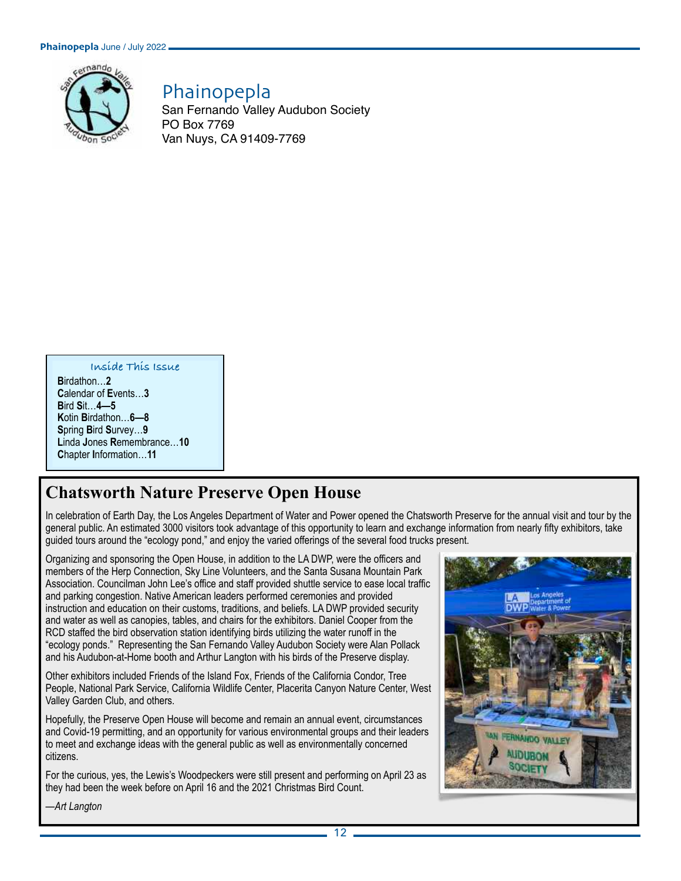# Phainopepla

San Fernando Valley Audubon Society
PO Box 7769
Van Nuys, CA 91409-7769

**Inside This Issue**

**B**irdathon…**2**
**C**alendar of **E**vents…**3**
**B**ird **S**it…**4—5**
**K**otin **B**irdathon…**6—8**
**S**pring **B**ird **S**urvey…**9**
**L**inda **J**ones **R**emembrance…**10**
**C**hapter **I**nformation…**11**

## Chatsworth Nature Preserve Open House

In celebration of Earth Day, the Los Angeles Department of Water and Power opened the Chatsworth Preserve for the annual visit and tour by the general public. An estimated 3000 visitors took advantage of this opportunity to learn and exchange information from nearly fifty exhibitors, take guided tours around the "ecology pond," and enjoy the varied offerings of the several food trucks present.

Organizing and sponsoring the Open House, in addition to the LA DWP, were the officers and members of the Herp Connection, Sky Line Volunteers, and the Santa Susana Mountain Park Association. Councilman John Lee's office and staff provided shuttle service to ease local traffic and parking congestion. Native American leaders performed ceremonies and provided instruction and education on their customs, traditions, and beliefs. LA DWP provided security and water as well as canopies, tables, and chairs for the exhibitors. Daniel Cooper from the RCD staffed the bird observation station identifying birds utilizing the water runoff in the "ecology ponds." Representing the San Fernando Valley Audubon Society were Alan Pollack and his Audubon-at-Home booth and Arthur Langton with his birds of the Preserve display.

Other exhibitors included Friends of the Island Fox, Friends of the California Condor, Tree People, National Park Service, California Wildlife Center, Placerita Canyon Nature Center, West Valley Garden Club, and others.

Hopefully, the Preserve Open House will become and remain an annual event, circumstances and Covid-19 permitting, and an opportunity for various environmental groups and their leaders to meet and exchange ideas with the general public as well as environmentally concerned citizens.

For the curious, yes, the Lewis's Woodpeckers were still present and performing on April 23 as they had been the week before on April 16 and the 2021 Christmas Bird Count.

*—Art Langton*